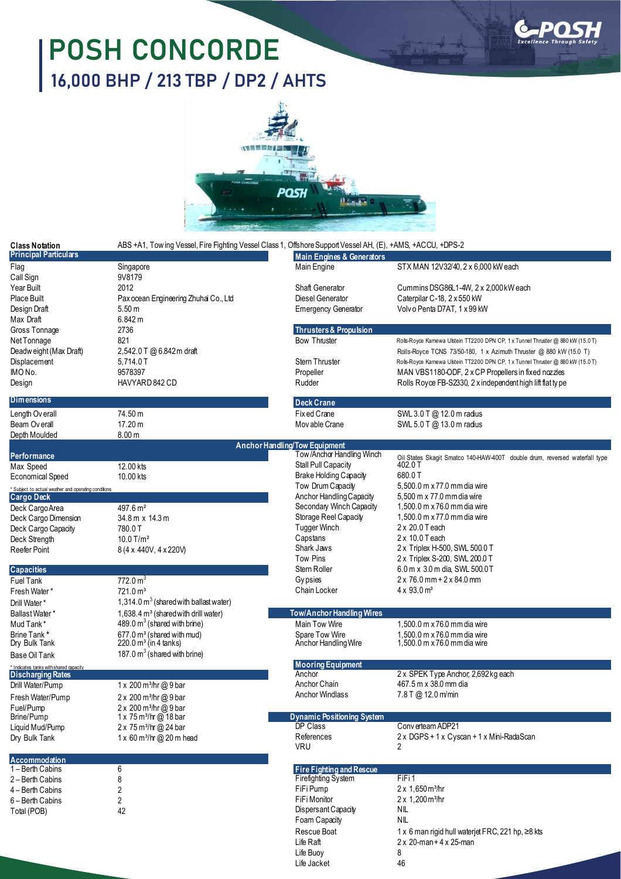# POSH CONCORDE

## 16,000 BHP / 213 TBP / DP2 / AHTS

**Class Notation** ABS +A1, Towing Vessel, Fire Fighting Vessel Class 1, Offshore Support Vessel AH, (E), +AMS, +ACCU, +DPS-2

### Principal Particulars

| | |
|---|---|
| Flag | Singapore |
| Call Sign | 9V8179 |
| Year Built | 2012 |
| Place Built | Paxocean Engineering Zhuhai Co., Ltd |
| Design Draft | 5.50 m |
| Max Draft | 6.842 m |
| Gross Tonnage | 2736 |
| Net Tonnage | 821 |
| Deadweight (Max Draft) | 2,542.0 T @ 6.842 m draft |
| Displacement | 5,714.0 T |
| IMO No. | 9578397 |
| Design | HAVYARD 842 CD |

### Dimensions

| | |
|---|---|
| Length Overall | 74.50 m |
| Beam Overall | 17.20 m |
| Depth Moulded | 8.00 m |

### Performance

| | |
|---|---|
| Max Speed | 12.00 kts |
| Economical Speed | 10.00 kts |

* Subject to actual weather and operating conditions

### Cargo Deck

| | |
|---|---|
| Deck Cargo Area | 497.6 m² |
| Deck Cargo Dimension | 34.8 m x 14.3 m |
| Deck Cargo Capacity | 780.0 T |
| Deck Strength | 10.0 T/m² |
| Reefer Point | 8 (4 x 440V, 4 x 220V) |

### Capacities

| | |
|---|---|
| Fuel Tank | 772.0 m³ |
| Fresh Water * | 721.0 m³ |
| Drill Water * | 1,314.0 m³ (shared with ballast water) |
| Ballast Water * | 1,638.4 m³ (shared with drill water) |
| Mud Tank * | 489.0 m³ (shared with brine) |
| Brine Tank * | 677.0 m³ (shared with mud) |
| Dry Bulk Tank | 220.0 m³ (in 4 tanks) |
| Base Oil Tank | 187.0 m³ (shared with brine) |

* Indicates tanks with shared capacity

### Discharging Rates

| | |
|---|---|
| Drill Water/Pump | 1 x 200 m³/hr @ 9 bar |
| Fresh Water/Pump | 2 x 200 m³/hr @ 9 bar |
| Fuel/Pump | 2 x 200 m³/hr @ 9 bar |
| Brine/Pump | 1 x 75 m³/hr @ 18 bar |
| Liquid Mud/Pump | 2 x 75 m³/hr @ 24 bar |
| Dry Bulk Tank | 1 x 60 m³/hr @ 20 m head |

### Accommodation

| | |
|---|---|
| 1 – Berth Cabins | 6 |
| 2 – Berth Cabins | 8 |
| 4 – Berth Cabins | 2 |
| 6 – Berth Cabins | 2 |
| Total (POB) | 42 |

### Main Engines & Generators

| | |
|---|---|
| Main Engine | STX MAN 12V32/40, 2 x 6,000 kW each |
| Shaft Generator | Cummins DSG86L1-4W, 2 x 2,000 kW each |
| Diesel Generator | Caterpilar C-18, 2 x 550 kW |
| Emergency Generator | Volvo Penta D7AT, 1 x 99 kW |

### Thrusters & Propulsion

| | |
|---|---|
| Bow Thruster | Rolls-Royce Kamewa Ulstein TT2200 DPN CP, 1 x Tunnel Thruster @ 880 kW (15.0 T) |
| | Rolls-Royce TCNS 73/50-180, 1 x Azimuth Thruster @ 880 kW (15.0 T) |
| Stern Thruster | Rolls-Royce Kamewa Ulstein TT2200 DPN CP, 1 x Tunnel Thruster @ 880 kW (15.0 T) |
| Propeller | MAN VBS1180-ODF, 2 x CP Propellers in fixed nozzles |
| Rudder | Rolls Royce FB-S2330, 2 x independent high lift flat type |

### Deck Crane

| | |
|---|---|
| Fixed Crane | SWL 3.0 T @ 12.0 m radius |
| Movable Crane | SWL 5.0 T @ 13.0 m radius |

### Anchor Handling/Tow Equipment

| | |
|---|---|
| Tow/Anchor Handling Winch | Oil States Skagit Smatco 140-HAW-400T double drum, reversed waterfall type |
| Stall Pull Capacity | 402.0 T |
| Brake Holding Capacity | 680.0 T |
| Tow Drum Capacity | 5,500.0 m x 77.0 mm dia wire |
| Anchor Handling Capacity | 5,500 m x 77.0 mm dia wire |
| Secondary Winch Capacity | 1,500.0 m x 76.0 mm dia wire |
| Storage Reel Capacity | 1,500.0 m x 77.0 mm dia wire |
| Tugger Winch | 2 x 20.0 T each |
| Capstans | 2 x 10.0 T each |
| Shark Jaws | 2 x Triplex H-500, SWL 500.0 T |
| Tow Pins | 2 x Triplex S-200, SWL 200.0 T |
| Stern Roller | 6.0 m x 3.0 m dia, SWL 500.0 T |
| Gypsies | 2 x 76.0 mm + 2 x 84.0 mm |
| Chain Locker | 4 x 93.0 m³ |

### Tow/Anchor Handling Wires

| | |
|---|---|
| Main Tow Wire | 1,500.0 m x 76.0 mm dia wire |
| Spare Tow Wire | 1,500.0 m x 76.0 mm dia wire |
| Anchor Handling Wire | 1,500.0 m x 76.0 mm dia wire |

### Mooring Equipment

| | |
|---|---|
| Anchor | 2 x SPEK Type Anchor, 2,692 kg each |
| Anchor Chain | 467.5 m x 38.0 mm dia |
| Anchor Windlass | 7.8 T @ 12.0 m/min |

### Dynamic Positioning System

| | |
|---|---|
| DP Class | Converteam ADP21 |
| References | 2 x DGPS + 1 x Cyscan + 1 x Mini-RadaScan |
| VRU | 2 |

### Fire Fighting and Rescue

| | |
|---|---|
| Firefighting System | FiFi 1 |
| FiFi Pump | 2 x 1,650 m³/hr |
| FiFi Monitor | 2 x 1,200 m³/hr |
| Dispersant Capacity | NIL |
| Foam Capacity | NIL |
| Rescue Boat | 1 x 6 man rigid hull waterjet FRC, 221 hp, ≥8 kts |
| Life Raft | 2 x 20-man + 4 x 25-man |
| Life Buoy | 8 |
| Life Jacket | 46 |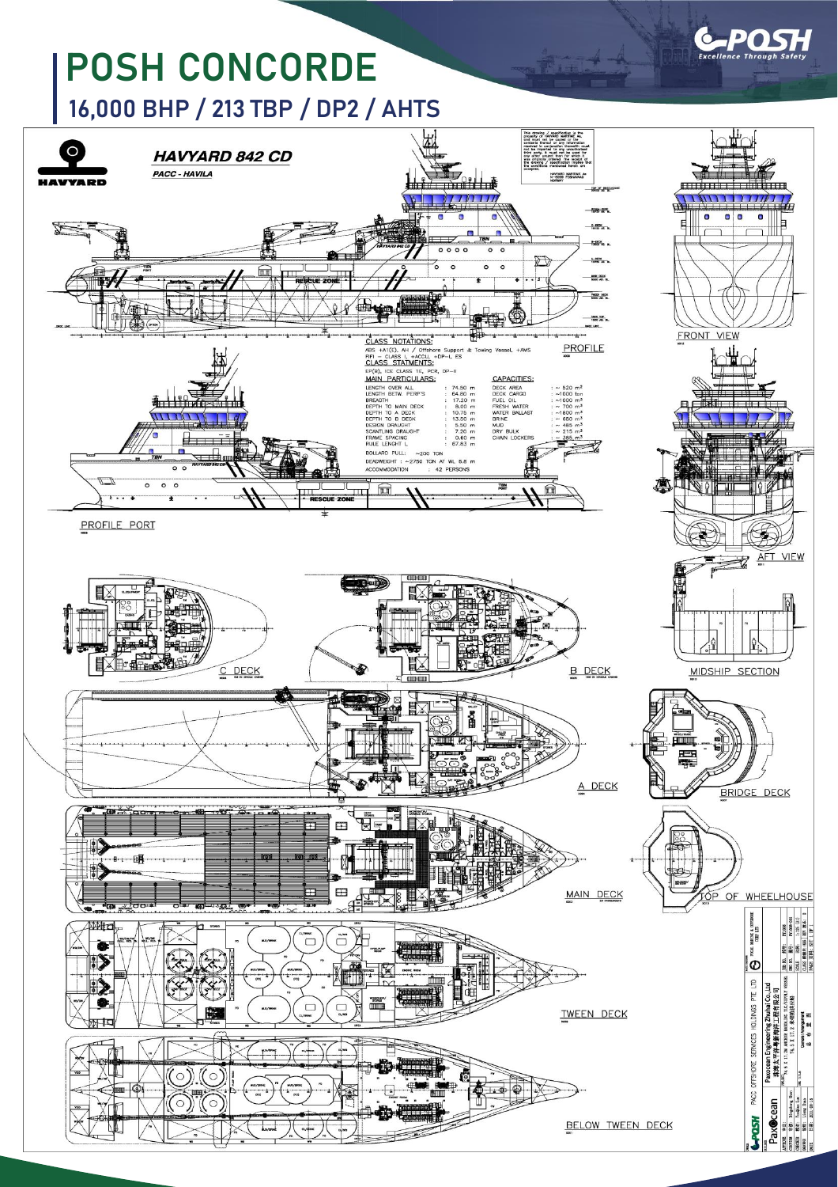# POSH CONCORDE

## 16,000 BHP / 213 TBP / DP2 / AHTS

**HAVYARD 842 CD**

PACC - HAVILA

CLASS NOTATIONS:

ABS +A1(E), AH / Offshore Support & Towing Vessel, +AMS
FIFI - CLASS I, +ACCU, +DP-II, ES

CLASS STATEMENTS:

EP(B), ICE CLASS 1E, PCR, DP-II

MAIN PARTICULARS:

| | |
|---|---|
| LENGTH OVER ALL | : 74.50 m |
| LENGTH BETW. PERP'S | : 64.80 m |
| BREADTH | : 17.20 m |
| DEPTH TO MAIN DECK | : 8.00 m |
| DEPTH TO A DECK | : 10.75 m |
| DEPTH TO B DECK | : 13.50 m |
| DESIGN DRAUGHT | : 5.50 m |
| SCANTLING DRAUGHT | : 7.20 m |
| FRAME SPACING | : 0.60 m |
| RULE LENGHT L | : 67.83 m |

BOLLARD PULL: ~200 TON

DEADWEIGHT : ~2750 TON AT WL 6.8 m

ACCOMMODATION : 42 PERSONS

CAPACITIES:

| | |
|---|---|
| DECK AREA | : ~ 520 m² |
| DECK CARGO | : ~1000 ton |
| FUEL OIL | : ~1000 m³ |
| FRESH WATER | : ~ 700 m³ |
| WATER BALLAST | : ~1600 m³ |
| BRINE | : ~ 680 m³ |
| MUD | : ~ 485 m³ |
| DRY BULK | : ~ 215 m³ |
| CHAIN LOCKERS | : ~ 385 m³ |

PROFILE

PROFILE PORT

FRONT VIEW

AFT VIEW

MIDSHIP SECTION

C DECK

B DECK

A DECK

BRIDGE DECK

MAIN DECK

TOP OF WHEELHOUSE

TWEEN DECK

BELOW TWEEN DECK

RESCUE ZONE

PACC OFFSHORE SERVICES HOLDINGS PTE. LTD

Paxocean Engineering Zhuhai Co.,Ltd

General Arrangement